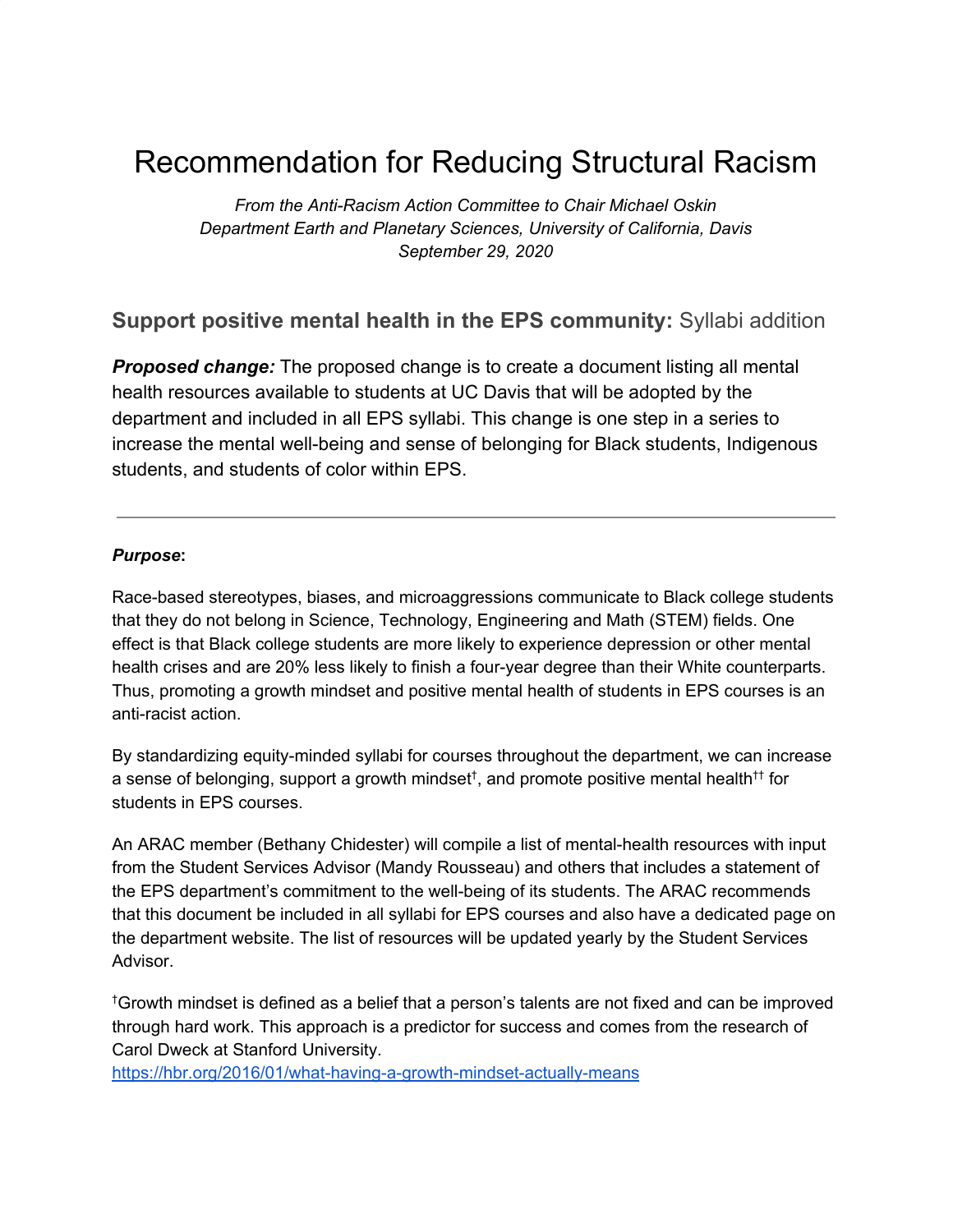# Recommendation for Reducing Structural Racism

*From the Anti-Racism Action Committee to Chair Michael Oskin*
*Department Earth and Planetary Sciences, University of California, Davis*
*September 29, 2020*

## **Support positive mental health in the EPS community:** Syllabi addition

***Proposed change:*** The proposed change is to create a document listing all mental health resources available to students at UC Davis that will be adopted by the department and included in all EPS syllabi. This change is one step in a series to increase the mental well-being and sense of belonging for Black students, Indigenous students, and students of color within EPS.

---

***Purpose*:**

Race-based stereotypes, biases, and microaggressions communicate to Black college students that they do not belong in Science, Technology, Engineering and Math (STEM) fields. One effect is that Black college students are more likely to experience depression or other mental health crises and are 20% less likely to finish a four-year degree than their White counterparts. Thus, promoting a growth mindset and positive mental health of students in EPS courses is an anti-racist action.

By standardizing equity-minded syllabi for courses throughout the department, we can increase a sense of belonging, support a growth mindset[†], and promote positive mental health[††] for students in EPS courses.

An ARAC member (Bethany Chidester) will compile a list of mental-health resources with input from the Student Services Advisor (Mandy Rousseau) and others that includes a statement of the EPS department's commitment to the well-being of its students. The ARAC recommends that this document be included in all syllabi for EPS courses and also have a dedicated page on the department website. The list of resources will be updated yearly by the Student Services Advisor.

[†]Growth mindset is defined as a belief that a person's talents are not fixed and can be improved through hard work. This approach is a predictor for success and comes from the research of Carol Dweck at Stanford University.
https://hbr.org/2016/01/what-having-a-growth-mindset-actually-means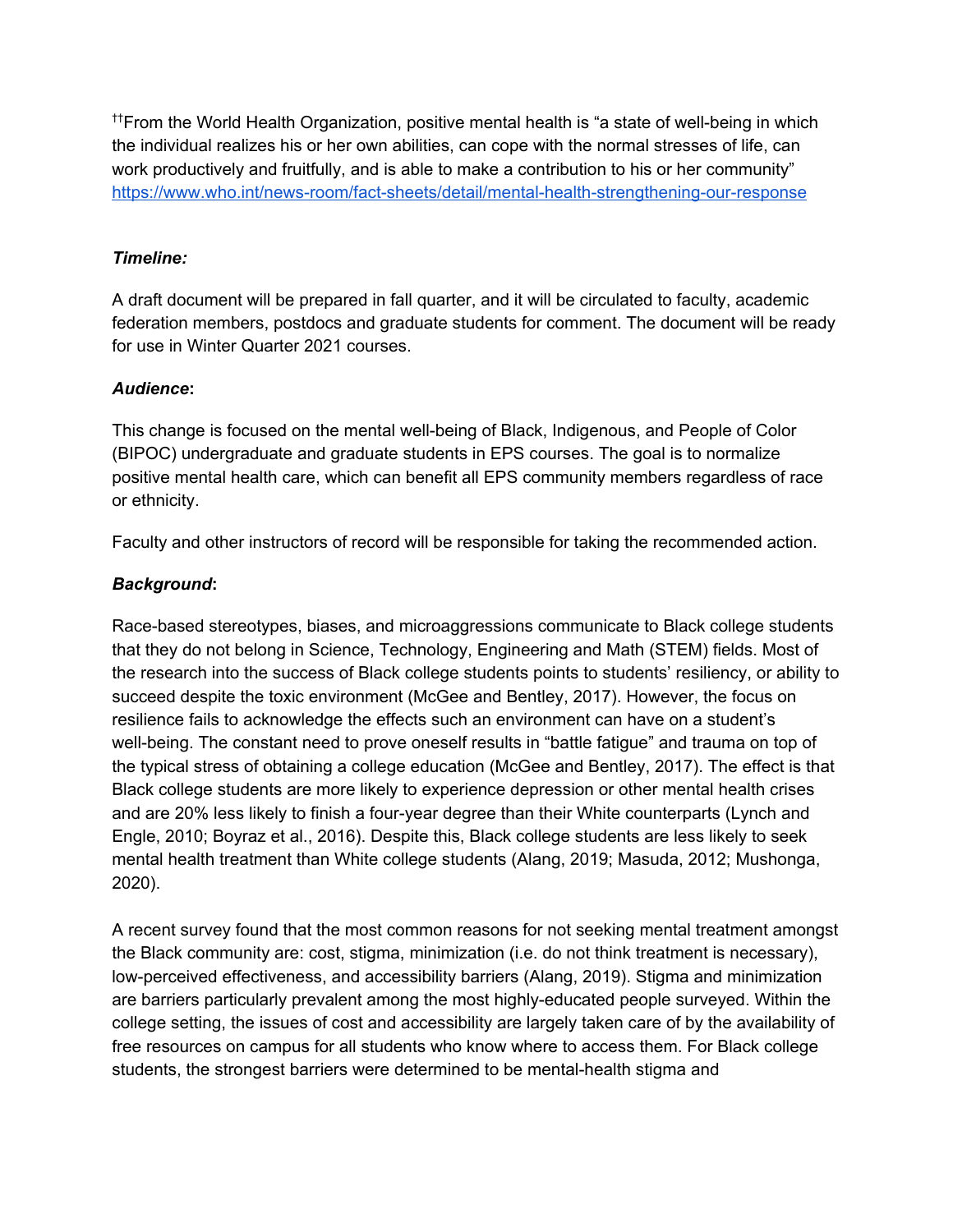[††]From the World Health Organization, positive mental health is "a state of well-being in which the individual realizes his or her own abilities, can cope with the normal stresses of life, can work productively and fruitfully, and is able to make a contribution to his or her community" https://www.who.int/news-room/fact-sheets/detail/mental-health-strengthening-our-response

***Timeline:***

A draft document will be prepared in fall quarter, and it will be circulated to faculty, academic federation members, postdocs and graduate students for comment. The document will be ready for use in Winter Quarter 2021 courses.

***Audience*:**

This change is focused on the mental well-being of Black, Indigenous, and People of Color (BIPOC) undergraduate and graduate students in EPS courses. The goal is to normalize positive mental health care, which can benefit all EPS community members regardless of race or ethnicity.

Faculty and other instructors of record will be responsible for taking the recommended action.

***Background*:**

Race-based stereotypes, biases, and microaggressions communicate to Black college students that they do not belong in Science, Technology, Engineering and Math (STEM) fields. Most of the research into the success of Black college students points to students' resiliency, or ability to succeed despite the toxic environment (McGee and Bentley, 2017). However, the focus on resilience fails to acknowledge the effects such an environment can have on a student's well-being. The constant need to prove oneself results in "battle fatigue" and trauma on top of the typical stress of obtaining a college education (McGee and Bentley, 2017). The effect is that Black college students are more likely to experience depression or other mental health crises and are 20% less likely to finish a four-year degree than their White counterparts (Lynch and Engle, 2010; Boyraz et al., 2016). Despite this, Black college students are less likely to seek mental health treatment than White college students (Alang, 2019; Masuda, 2012; Mushonga, 2020).

A recent survey found that the most common reasons for not seeking mental treatment amongst the Black community are: cost, stigma, minimization (i.e. do not think treatment is necessary), low-perceived effectiveness, and accessibility barriers (Alang, 2019). Stigma and minimization are barriers particularly prevalent among the most highly-educated people surveyed. Within the college setting, the issues of cost and accessibility are largely taken care of by the availability of free resources on campus for all students who know where to access them. For Black college students, the strongest barriers were determined to be mental-health stigma and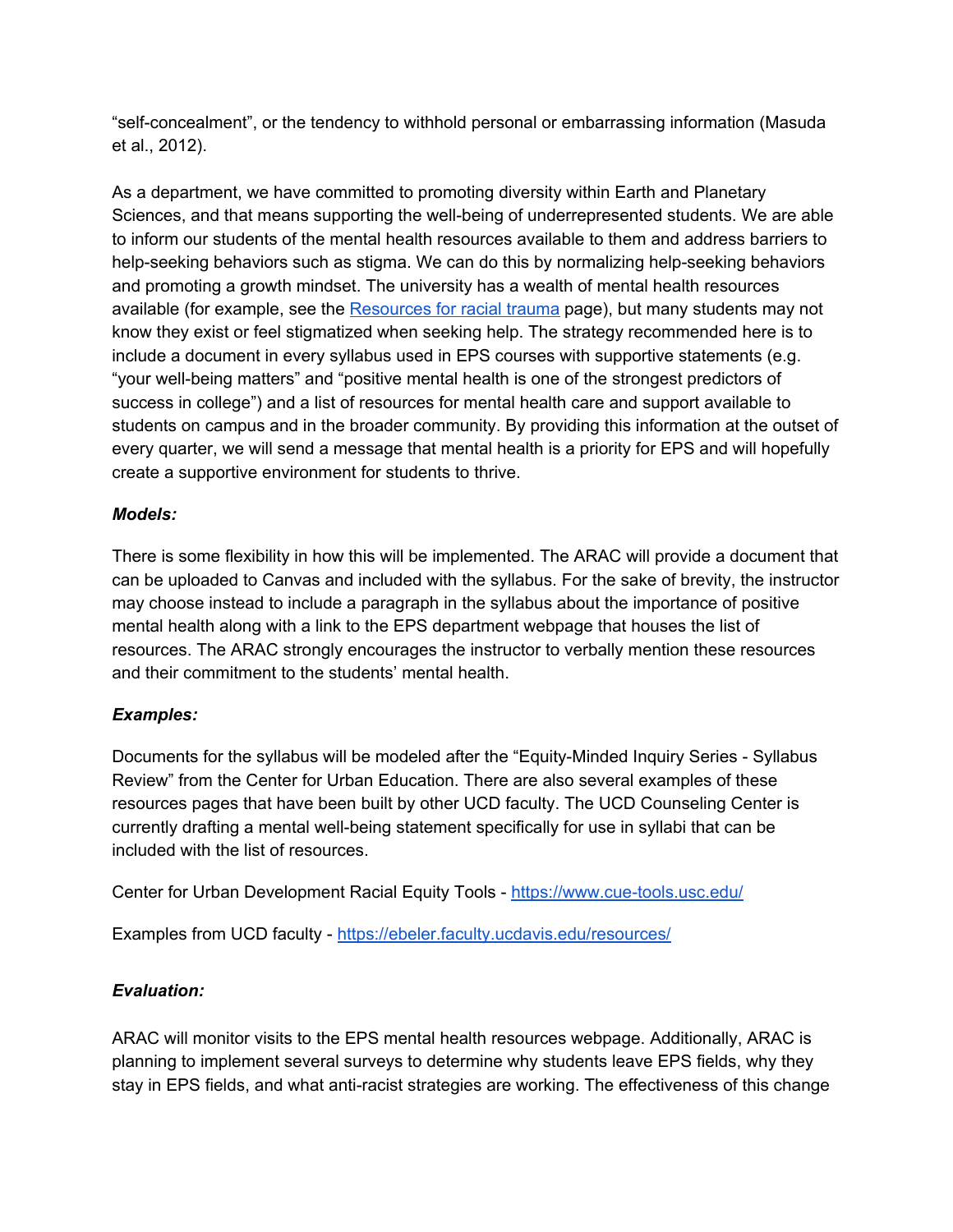“self-concealment”, or the tendency to withhold personal or embarrassing information (Masuda et al., 2012).

As a department, we have committed to promoting diversity within Earth and Planetary Sciences, and that means supporting the well-being of underrepresented students. We are able to inform our students of the mental health resources available to them and address barriers to help-seeking behaviors such as stigma. We can do this by normalizing help-seeking behaviors and promoting a growth mindset. The university has a wealth of mental health resources available (for example, see the [Resources for racial trauma]() page), but many students may not know they exist or feel stigmatized when seeking help. The strategy recommended here is to include a document in every syllabus used in EPS courses with supportive statements (e.g. “your well-being matters” and “positive mental health is one of the strongest predictors of success in college”) and a list of resources for mental health care and support available to students on campus and in the broader community. By providing this information at the outset of every quarter, we will send a message that mental health is a priority for EPS and will hopefully create a supportive environment for students to thrive.

***Models:***

There is some flexibility in how this will be implemented. The ARAC will provide a document that can be uploaded to Canvas and included with the syllabus. For the sake of brevity, the instructor may choose instead to include a paragraph in the syllabus about the importance of positive mental health along with a link to the EPS department webpage that houses the list of resources. The ARAC strongly encourages the instructor to verbally mention these resources and their commitment to the students’ mental health.

***Examples:***

Documents for the syllabus will be modeled after the “Equity-Minded Inquiry Series - Syllabus Review” from the Center for Urban Education. There are also several examples of these resources pages that have been built by other UCD faculty. The UCD Counseling Center is currently drafting a mental well-being statement specifically for use in syllabi that can be included with the list of resources.

Center for Urban Development Racial Equity Tools - https://www.cue-tools.usc.edu/

Examples from UCD faculty - https://ebeler.faculty.ucdavis.edu/resources/

***Evaluation:***

ARAC will monitor visits to the EPS mental health resources webpage. Additionally, ARAC is planning to implement several surveys to determine why students leave EPS fields, why they stay in EPS fields, and what anti-racist strategies are working. The effectiveness of this change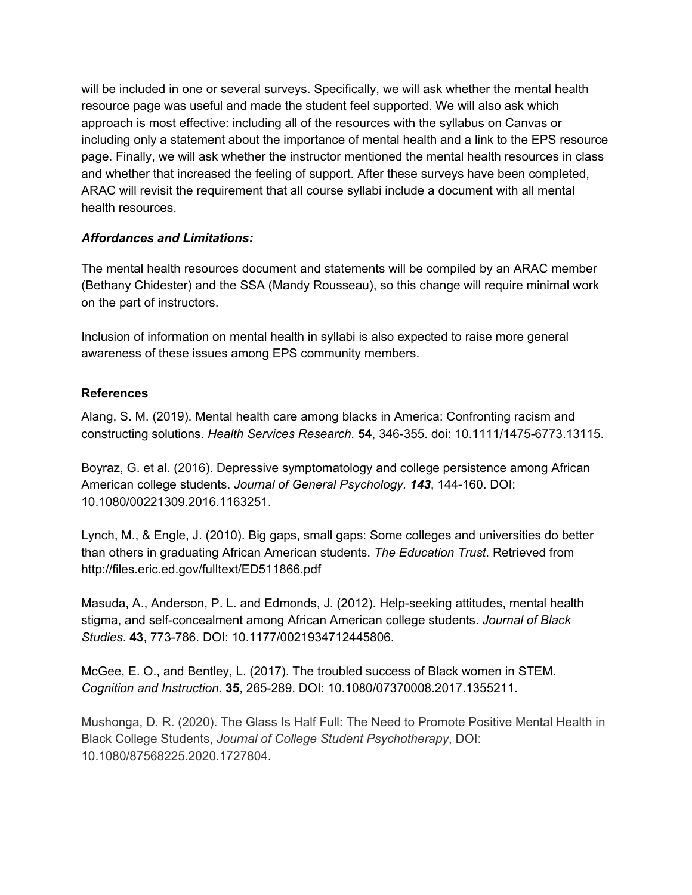will be included in one or several surveys. Specifically, we will ask whether the mental health resource page was useful and made the student feel supported. We will also ask which approach is most effective: including all of the resources with the syllabus on Canvas or including only a statement about the importance of mental health and a link to the EPS resource page. Finally, we will ask whether the instructor mentioned the mental health resources in class and whether that increased the feeling of support. After these surveys have been completed, ARAC will revisit the requirement that all course syllabi include a document with all mental health resources.

***Affordances and Limitations:***

The mental health resources document and statements will be compiled by an ARAC member (Bethany Chidester) and the SSA (Mandy Rousseau), so this change will require minimal work on the part of instructors.

Inclusion of information on mental health in syllabi is also expected to raise more general awareness of these issues among EPS community members.

**References**

Alang, S. M. (2019). Mental health care among blacks in America: Confronting racism and constructing solutions. *Health Services Research.* **54**, 346-355. doi: 10.1111/1475-6773.13115.

Boyraz, G. et al. (2016). Depressive symptomatology and college persistence among African American college students. *Journal of General Psychology.* ***143***, 144-160. DOI: 10.1080/00221309.2016.1163251.

Lynch, M., & Engle, J. (2010). Big gaps, small gaps: Some colleges and universities do better than others in graduating African American students. *The Education Trust*. Retrieved from http://files.eric.ed.gov/fulltext/ED511866.pdf

Masuda, A., Anderson, P. L. and Edmonds, J. (2012). Help-seeking attitudes, mental health stigma, and self-concealment among African American college students. *Journal of Black Studies*. **43**, 773-786. DOI: 10.1177/0021934712445806.

McGee, E. O., and Bentley, L. (2017). The troubled success of Black women in STEM. *Cognition and Instruction.* **35**, 265-289. DOI: 10.1080/07370008.2017.1355211.

Mushonga, D. R. (2020). The Glass Is Half Full: The Need to Promote Positive Mental Health in Black College Students, *Journal of College Student Psychotherapy*, DOI: 10.1080/87568225.2020.1727804.